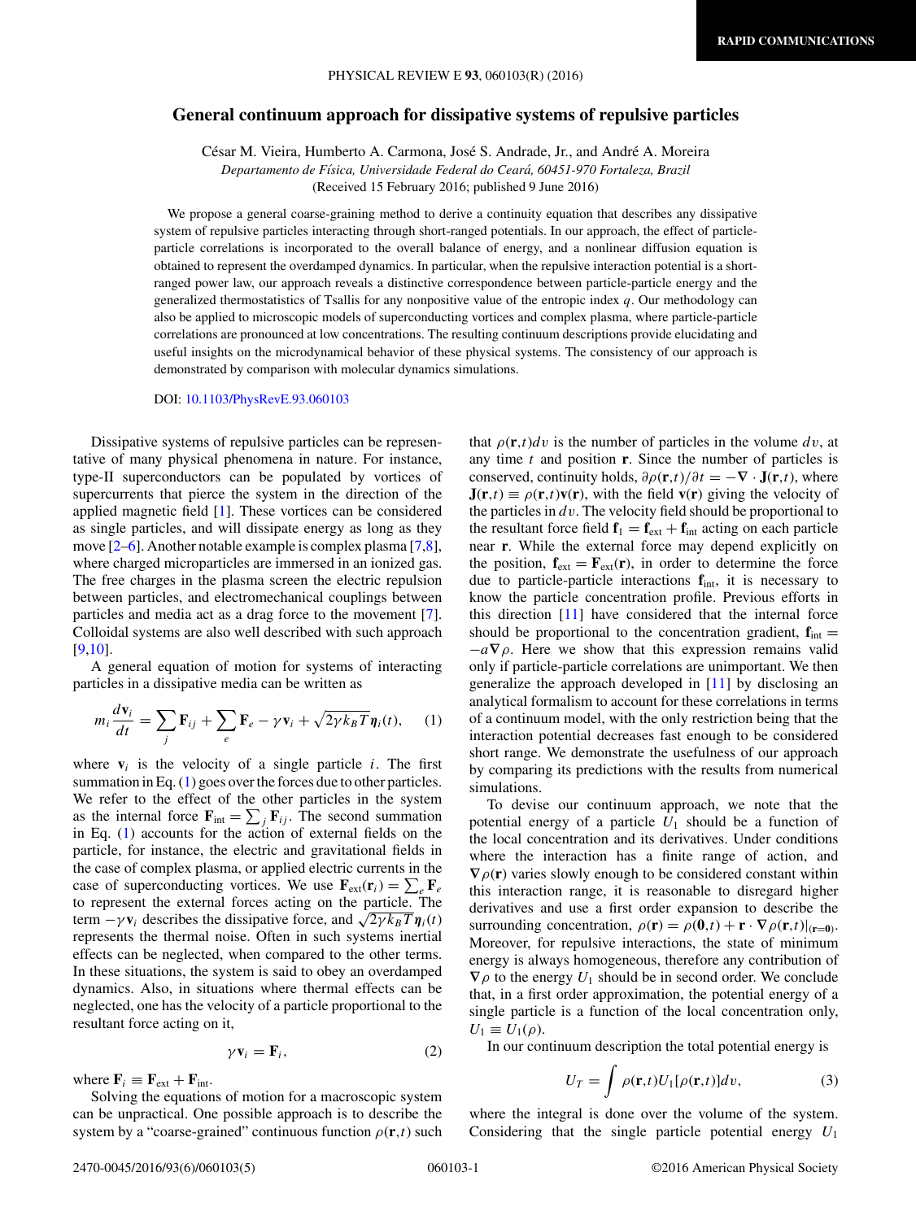# General continuum approach for dissipative systems of repulsive particles

César M. Vieira, Humberto A. Carmona, José S. Andrade, Jr., and André A. Moreira

*Departamento de Física, Universidade Federal do Ceará, 60451-970 Fortaleza, Brazil*

(Received 15 February 2016; published 9 June 2016)

We propose a general coarse-graining method to derive a continuity equation that describes any dissipative system of repulsive particles interacting through short-ranged potentials. In our approach, the effect of particle-particle correlations is incorporated to the overall balance of energy, and a nonlinear diffusion equation is obtained to represent the overdamped dynamics. In particular, when the repulsive interaction potential is a short-ranged power law, our approach reveals a distinctive correspondence between particle-particle energy and the generalized thermostatistics of Tsallis for any nonpositive value of the entropic index $q$. Our methodology can also be applied to microscopic models of superconducting vortices and complex plasma, where particle-particle correlations are pronounced at low concentrations. The resulting continuum descriptions provide elucidating and useful insights on the microdynamical behavior of these physical systems. The consistency of our approach is demonstrated by comparison with molecular dynamics simulations.

DOI: 10.1103/PhysRevE.93.060103

Dissipative systems of repulsive particles can be representative of many physical phenomena in nature. For instance, type-II superconductors can be populated by vortices of supercurrents that pierce the system in the direction of the applied magnetic field [1]. These vortices can be considered as single particles, and will dissipate energy as long as they move [2–6]. Another notable example is complex plasma [7,8], where charged microparticles are immersed in an ionized gas. The free charges in the plasma screen the electric repulsion between particles, and electromechanical couplings between particles and media act as a drag force to the movement [7]. Colloidal systems are also well described with such approach [9,10].

A general equation of motion for systems of interacting particles in a dissipative media can be written as

$$m_i \frac{d\mathbf{v}_i}{dt} = \sum_j \mathbf{F}_{ij} + \sum_e \mathbf{F}_e - \gamma \mathbf{v}_i + \sqrt{2\gamma k_B T}\boldsymbol{\eta}_i(t), \quad (1)$$

where $\mathbf{v}_i$ is the velocity of a single particle $i$. The first summation in Eq. (1) goes over the forces due to other particles. We refer to the effect of the other particles in the system as the internal force $\mathbf{F}_{\text{int}} = \sum_j \mathbf{F}_{ij}$. The second summation in Eq. (1) accounts for the action of external fields on the particle, for instance, the electric and gravitational fields in the case of complex plasma, or applied electric currents in the case of superconducting vortices. We use $\mathbf{F}_{\text{ext}}(\mathbf{r}_i) = \sum_e \mathbf{F}_e$ to represent the external forces acting on the particle. The term $-\gamma \mathbf{v}_i$ describes the dissipative force, and $\sqrt{2\gamma k_B T}\boldsymbol{\eta}_i(t)$ represents the thermal noise. Often in such systems inertial effects can be neglected, when compared to the other terms. In these situations, the system is said to obey an overdamped dynamics. Also, in situations where thermal effects can be neglected, one has the velocity of a particle proportional to the resultant force acting on it,

$$\gamma \mathbf{v}_i = \mathbf{F}_i, \quad (2)$$

where $\mathbf{F}_i \equiv \mathbf{F}_{\text{ext}} + \mathbf{F}_{\text{int}}$.

Solving the equations of motion for a macroscopic system can be unpractical. One possible approach is to describe the system by a "coarse-grained" continuous function $\rho(\mathbf{r},t)$ such that $\rho(\mathbf{r},t)dv$ is the number of particles in the volume $dv$, at any time $t$ and position $\mathbf{r}$. Since the number of particles is conserved, continuity holds, $\partial\rho(\mathbf{r},t)/\partial t = -\nabla \cdot \mathbf{J}(\mathbf{r},t)$, where $\mathbf{J}(\mathbf{r},t) \equiv \rho(\mathbf{r},t)\mathbf{v}(\mathbf{r})$, with the field $\mathbf{v}(\mathbf{r})$ giving the velocity of the particles in $dv$. The velocity field should be proportional to the resultant force field $\mathbf{f}_1 = \mathbf{f}_{\text{ext}} + \mathbf{f}_{\text{int}}$ acting on each particle near $\mathbf{r}$. While the external force may depend explicitly on the position, $\mathbf{f}_{\text{ext}} = \mathbf{F}_{\text{ext}}(\mathbf{r})$, in order to determine the force due to particle-particle interactions $\mathbf{f}_{\text{int}}$, it is necessary to know the particle concentration profile. Previous efforts in this direction [11] have considered that the internal force should be proportional to the concentration gradient, $\mathbf{f}_{\text{int}} = -a\nabla\rho$. Here we show that this expression remains valid only if particle-particle correlations are unimportant. We then generalize the approach developed in [11] by disclosing an analytical formalism to account for these correlations in terms of a continuum model, with the only restriction being that the interaction potential decreases fast enough to be considered short range. We demonstrate the usefulness of our approach by comparing its predictions with the results from numerical simulations.

To devise our continuum approach, we note that the potential energy of a particle $U_1$ should be a function of the local concentration and its derivatives. Under conditions where the interaction has a finite range of action, and $\nabla\rho(\mathbf{r})$ varies slowly enough to be considered constant within this interaction range, it is reasonable to disregard higher derivatives and use a first order expansion to describe the surrounding concentration, $\rho(\mathbf{r}) = \rho(\mathbf{0},t) + \mathbf{r} \cdot \nabla\rho(\mathbf{r},t)|_{(\mathbf{r}=\mathbf{0})}$. Moreover, for repulsive interactions, the state of minimum energy is always homogeneous, therefore any contribution of $\nabla\rho$ to the energy $U_1$ should be in second order. We conclude that, in a first order approximation, the potential energy of a single particle is a function of the local concentration only, $U_1 \equiv U_1(\rho)$.

In our continuum description the total potential energy is

$$U_T = \int \rho(\mathbf{r},t)U_1[\rho(\mathbf{r},t)]dv, \quad (3)$$

where the integral is done over the volume of the system. Considering that the single particle potential energy $U_1$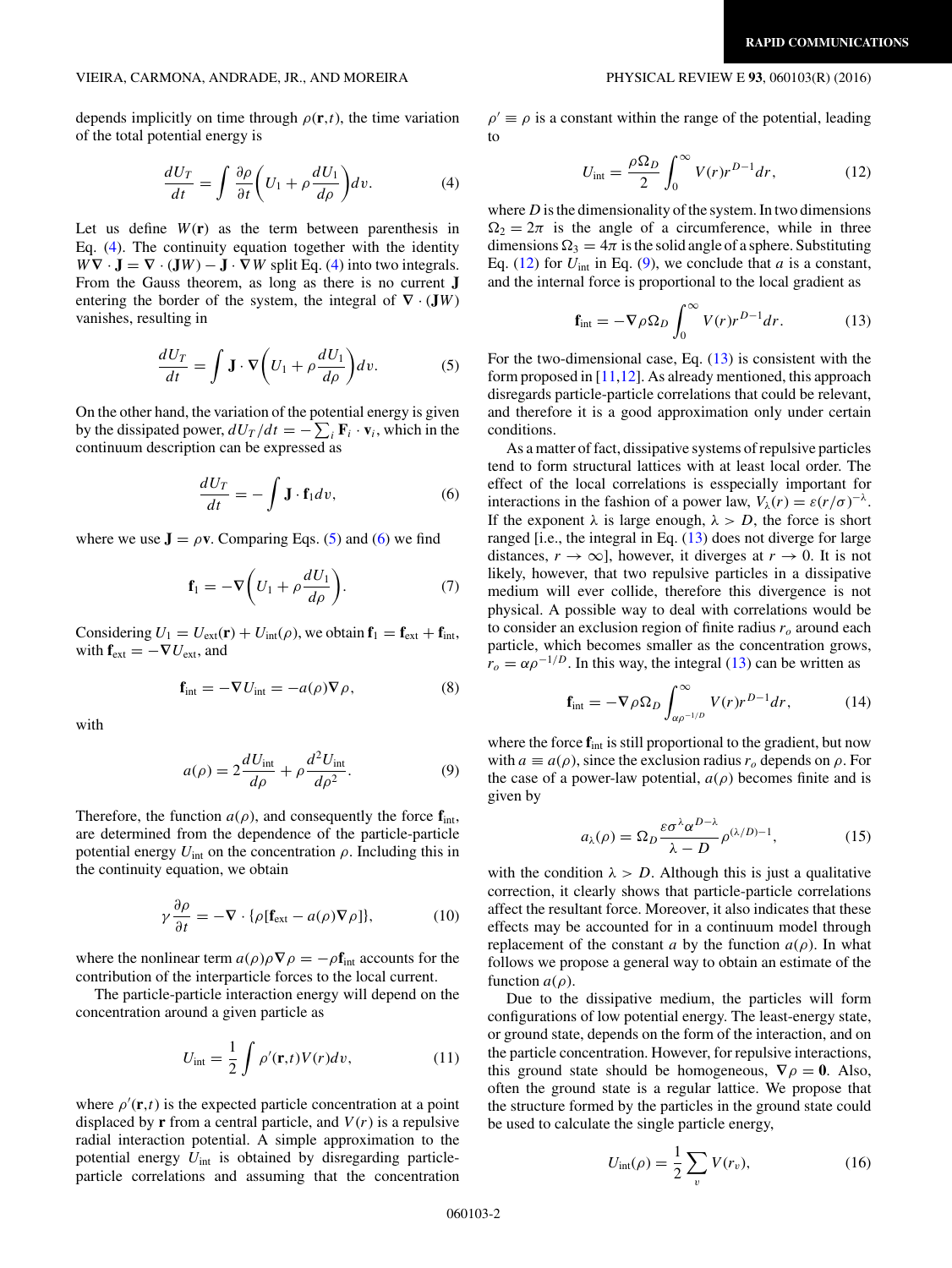depends implicitly on time through $\rho(\mathbf{r},t)$, the time variation of the total potential energy is

$$\frac{dU_T}{dt} = \int \frac{\partial \rho}{\partial t}\left(U_1 + \rho\frac{dU_1}{d\rho}\right)dv. \tag{4}$$

Let us define $W(\mathbf{r})$ as the term between parenthesis in Eq. (4). The continuity equation together with the identity $W\nabla\cdot\mathbf{J} = \nabla\cdot(\mathbf{J}W) - \mathbf{J}\cdot\nabla W$ split Eq. (4) into two integrals. From the Gauss theorem, as long as there is no current $\mathbf{J}$ entering the border of the system, the integral of $\nabla\cdot(\mathbf{J}W)$ vanishes, resulting in

$$\frac{dU_T}{dt} = \int \mathbf{J}\cdot\nabla\left(U_1 + \rho\frac{dU_1}{d\rho}\right)dv. \tag{5}$$

On the other hand, the variation of the potential energy is given by the dissipated power, $dU_T/dt = -\sum_i \mathbf{F}_i\cdot\mathbf{v}_i$, which in the continuum description can be expressed as

$$\frac{dU_T}{dt} = -\int \mathbf{J}\cdot\mathbf{f}_1 dv, \tag{6}$$

where we use $\mathbf{J} = \rho\mathbf{v}$. Comparing Eqs. (5) and (6) we find

$$\mathbf{f}_1 = -\nabla\left(U_1 + \rho\frac{dU_1}{d\rho}\right). \tag{7}$$

Considering $U_1 = U_{\text{ext}}(\mathbf{r}) + U_{\text{int}}(\rho)$, we obtain $\mathbf{f}_1 = \mathbf{f}_{\text{ext}} + \mathbf{f}_{\text{int}}$, with $\mathbf{f}_{\text{ext}} = -\nabla U_{\text{ext}}$, and

$$\mathbf{f}_{\text{int}} = -\nabla U_{\text{int}} = -a(\rho)\nabla\rho, \tag{8}$$

with

$$a(\rho) = 2\frac{dU_{\text{int}}}{d\rho} + \rho\frac{d^2U_{\text{int}}}{d\rho^2}. \tag{9}$$

Therefore, the function $a(\rho)$, and consequently the force $\mathbf{f}_{\text{int}}$, are determined from the dependence of the particle-particle potential energy $U_{\text{int}}$ on the concentration $\rho$. Including this in the continuity equation, we obtain

$$\gamma\frac{\partial\rho}{\partial t} = -\nabla\cdot\{\rho[\mathbf{f}_{\text{ext}} - a(\rho)\nabla\rho]\}, \tag{10}$$

where the nonlinear term $a(\rho)\rho\nabla\rho = -\rho\mathbf{f}_{\text{int}}$ accounts for the contribution of the interparticle forces to the local current.

The particle-particle interaction energy will depend on the concentration around a given particle as

$$U_{\text{int}} = \frac{1}{2}\int \rho'(\mathbf{r},t)V(r)dv, \tag{11}$$

where $\rho'(\mathbf{r},t)$ is the expected particle concentration at a point displaced by $\mathbf{r}$ from a central particle, and $V(r)$ is a repulsive radial interaction potential. A simple approximation to the potential energy $U_{\text{int}}$ is obtained by disregarding particle-particle correlations and assuming that the concentration $\rho' \equiv \rho$ is a constant within the range of the potential, leading to

$$U_{\text{int}} = \frac{\rho\Omega_D}{2}\int_0^\infty V(r)r^{D-1}dr, \tag{12}$$

where $D$ is the dimensionality of the system. In two dimensions $\Omega_2 = 2\pi$ is the angle of a circumference, while in three dimensions $\Omega_3 = 4\pi$ is the solid angle of a sphere. Substituting Eq. (12) for $U_{\text{int}}$ in Eq. (9), we conclude that $a$ is a constant, and the internal force is proportional to the local gradient as

$$\mathbf{f}_{\text{int}} = -\nabla\rho\Omega_D\int_0^\infty V(r)r^{D-1}dr. \tag{13}$$

For the two-dimensional case, Eq. (13) is consistent with the form proposed in [11,12]. As already mentioned, this approach disregards particle-particle correlations that could be relevant, and therefore it is a good approximation only under certain conditions.

As a matter of fact, dissipative systems of repulsive particles tend to form structural lattices with at least local order. The effect of the local correlations is esspecially important for interactions in the fashion of a power law, $V_\lambda(r) = \varepsilon(r/\sigma)^{-\lambda}$. If the exponent $\lambda$ is large enough, $\lambda > D$, the force is short ranged [i.e., the integral in Eq. (13) does not diverge for large distances, $r\to\infty$], however, it diverges at $r\to 0$. It is not likely, however, that two repulsive particles in a dissipative medium will ever collide, therefore this divergence is not physical. A possible way to deal with correlations would be to consider an exclusion region of finite radius $r_o$ around each particle, which becomes smaller as the concentration grows, $r_o = \alpha\rho^{-1/D}$. In this way, the integral (13) can be written as

$$\mathbf{f}_{\text{int}} = -\nabla\rho\Omega_D\int_{\alpha\rho^{-1/D}}^\infty V(r)r^{D-1}dr, \tag{14}$$

where the force $\mathbf{f}_{\text{int}}$ is still proportional to the gradient, but now with $a \equiv a(\rho)$, since the exclusion radius $r_o$ depends on $\rho$. For the case of a power-law potential, $a(\rho)$ becomes finite and is given by

$$a_\lambda(\rho) = \Omega_D\frac{\varepsilon\sigma^\lambda\alpha^{D-\lambda}}{\lambda - D}\rho^{(\lambda/D)-1}, \tag{15}$$

with the condition $\lambda > D$. Although this is just a qualitative correction, it clearly shows that particle-particle correlations affect the resultant force. Moreover, it also indicates that these effects may be accounted for in a continuum model through replacement of the constant $a$ by the function $a(\rho)$. In what follows we propose a general way to obtain an estimate of the function $a(\rho)$.

Due to the dissipative medium, the particles will form configurations of low potential energy. The least-energy state, or ground state, depends on the form of the interaction, and on the particle concentration. However, for repulsive interactions, this ground state should be homogeneous, $\nabla\rho = \mathbf{0}$. Also, often the ground state is a regular lattice. We propose that the structure formed by the particles in the ground state could be used to calculate the single particle energy,

$$U_{\text{int}}(\rho) = \frac{1}{2}\sum_v V(r_v), \tag{16}$$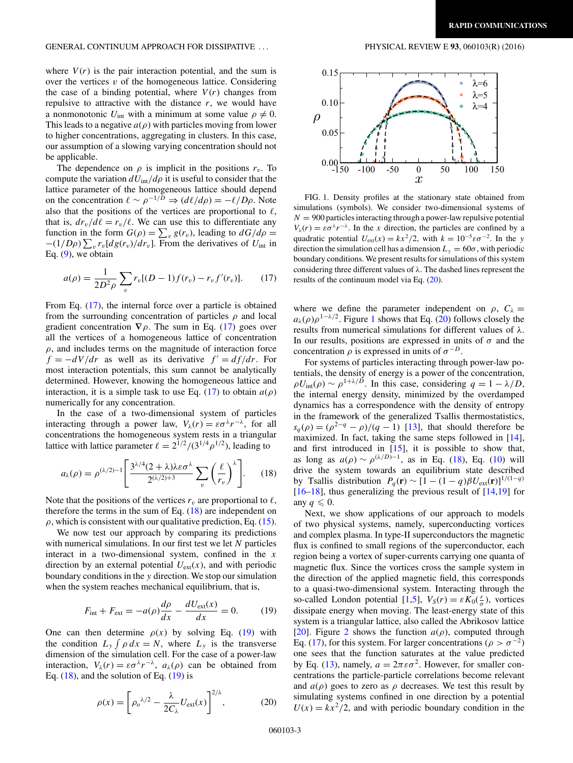where $V(r)$ is the pair interaction potential, and the sum is over the vertices $v$ of the homogeneous lattice. Considering the case of a binding potential, where $V(r)$ changes from repulsive to attractive with the distance $r$, we would have a nonmonotonic $U_{\text{int}}$ with a minimum at some value $\rho \neq 0$. This leads to a negative $a(\rho)$ with particles moving from lower to higher concentrations, aggregating in clusters. In this case, our assumption of a slowing varying concentration should not be applicable.

The dependence on $\rho$ is implicit in the positions $r_v$. To compute the variation $dU_{\text{int}}/d\rho$ it is useful to consider that the lattice parameter of the homogeneous lattice should depend on the concentration $\ell \sim \rho^{-1/D} \Rightarrow (d\ell/d\rho) = -\ell/D\rho$. Note also that the positions of the vertices are proportional to $\ell$, that is, $dr_v/d\ell = r_v/\ell$. We can use this to differentiate any function in the form $G(\rho) = \sum_v g(r_v)$, leading to $dG/d\rho = -(1/D\rho)\sum_v r_v[dg(r_v)/dr_v]$. From the derivatives of $U_{\text{int}}$ in Eq. (9), we obtain

$$a(\rho) = \frac{1}{2D^2\rho}\sum_v r_v[(D-1)f(r_v) - r_v f'(r_v)]. \qquad (17)$$

From Eq. (17), the internal force over a particle is obtained from the surrounding concentration of particles $\rho$ and local gradient concentration $\nabla\rho$. The sum in Eq. (17) goes over all the vertices of a homogeneous lattice of concentration $\rho$, and includes terms on the magnitude of interaction force $f = -dV/dr$ as well as its derivative $f' = df/dr$. For most interaction potentials, this sum cannot be analytically determined. However, knowing the homogeneous lattice and interaction, it is a simple task to use Eq. (17) to obtain $a(\rho)$ numerically for any concentration.

In the case of a two-dimensional system of particles interacting through a power law, $V_\lambda(r) = \varepsilon\sigma^\lambda r^{-\lambda}$, for all concentrations the homogeneous system rests in a triangular lattice with lattice parameter $\ell = 2^{1/2}/(3^{1/4}\rho^{1/2})$, leading to

$$a_\lambda(\rho) = \rho^{(\lambda/2)-1}\left[\frac{3^{\lambda/4}(2+\lambda)\lambda\varepsilon\sigma^\lambda}{2^{(\lambda/2)+3}}\sum_v\left(\frac{\ell}{r_v}\right)^\lambda\right]. \qquad (18)$$

Note that the positions of the vertices $r_v$ are proportional to $\ell$, therefore the terms in the sum of Eq. (18) are independent on $\rho$, which is consistent with our qualitative prediction, Eq. (15).

We now test our approach by comparing its predictions with numerical simulations. In our first test we let $N$ particles interact in a two-dimensional system, confined in the $x$ direction by an external potential $U_{\text{ext}}(x)$, and with periodic boundary conditions in the $y$ direction. We stop our simulation when the system reaches mechanical equilibrium, that is,

$$F_{\text{int}} + F_{\text{ext}} = -a(\rho)\frac{d\rho}{dx} - \frac{dU_{\text{ext}}(x)}{dx} = 0. \qquad (19)$$

One can then determine $\rho(x)$ by solving Eq. (19) with the condition $L_y\int\rho\,dx = N$, where $L_y$ is the transverse dimension of the simulation cell. For the case of a power-law interaction, $V_\lambda(r) = \varepsilon\sigma^\lambda r^{-\lambda}$, $a_\lambda(\rho)$ can be obtained from Eq. (18), and the solution of Eq. (19) is

$$\rho(x) = \left[\rho_o{}^{\lambda/2} - \frac{\lambda}{2C_\lambda}U_{\text{ext}}(x)\right]^{2/\lambda}, \qquad (20)$$

FIG. 1. Density profiles at the stationary state obtained from simulations (symbols). We consider two-dimensional systems of $N = 900$ particles interacting through a power-law repulsive potential $V_\lambda(r) = \varepsilon\sigma^\lambda r^{-\lambda}$. In the $x$ direction, the particles are confined by a quadratic potential $U_{\text{ext}}(x) = kx^2/2$, with $k = 10^{-5}\varepsilon\sigma^{-2}$. In the $y$ direction the simulation cell has a dimension $L_y = 60\sigma$, with periodic boundary conditions. We present results for simulations of this system considering three different values of $\lambda$. The dashed lines represent the results of the continuum model via Eq. (20).

where we define the parameter independent on $\rho$, $C_\lambda = a_\lambda(\rho)\rho^{1-\lambda/2}$. Figure 1 shows that Eq. (20) follows closely the results from numerical simulations for different values of $\lambda$. In our results, positions are expressed in units of $\sigma$ and the concentration $\rho$ is expressed in units of $\sigma^{-D}$.

For systems of particles interacting through power-law potentials, the density of energy is a power of the concentration, $\rho U_{\text{int}}(\rho) \sim \rho^{1+\lambda/D}$. In this case, considering $q = 1 - \lambda/D$, the internal energy density, minimized by the overdamped dynamics has a correspondence with the density of entropy in the framework of the generalized Tsallis thermostatistics, $s_q(\rho) = (\rho^{2-q} - \rho)/(q-1)$ [13], that should therefore be maximized. In fact, taking the same steps followed in [14], and first introduced in [15], it is possible to show that, as long as $a(\rho) \sim \rho^{(\lambda/D)-1}$, as in Eq. (18), Eq. (10) will drive the system towards an equilibrium state described by Tsallis distribution $P_q(\mathbf{r}) \sim [1 - (1-q)\beta U_{\text{ext}}(\mathbf{r})]^{1/(1-q)}$ [16–18], thus generalizing the previous result of [14,19] for any $q \leqslant 0$.

Next, we show applications of our approach to models of two physical systems, namely, superconducting vortices and complex plasma. In type-II superconductors the magnetic flux is confined to small regions of the superconductor, each region being a vortex of super-currents carrying one quanta of magnetic flux. Since the vortices cross the sample system in the direction of the applied magnetic field, this corresponds to a quasi-two-dimensional system. Interacting through the so-called London potential [1,5], $V_S(r) = \varepsilon K_0(\frac{r}{\sigma})$, vortices dissipate energy when moving. The least-energy state of this system is a triangular lattice, also called the Abrikosov lattice [20]. Figure 2 shows the function $a(\rho)$, computed through Eq. (17), for this system. For larger concentrations ($\rho > \sigma^{-2}$) one sees that the function saturates at the value predicted by Eq. (13), namely, $a = 2\pi\varepsilon\sigma^2$. However, for smaller concentrations the particle-particle correlations become relevant and $a(\rho)$ goes to zero as $\rho$ decreases. We test this result by simulating systems confined in one direction by a potential $U(x) = kx^2/2$, and with periodic boundary condition in the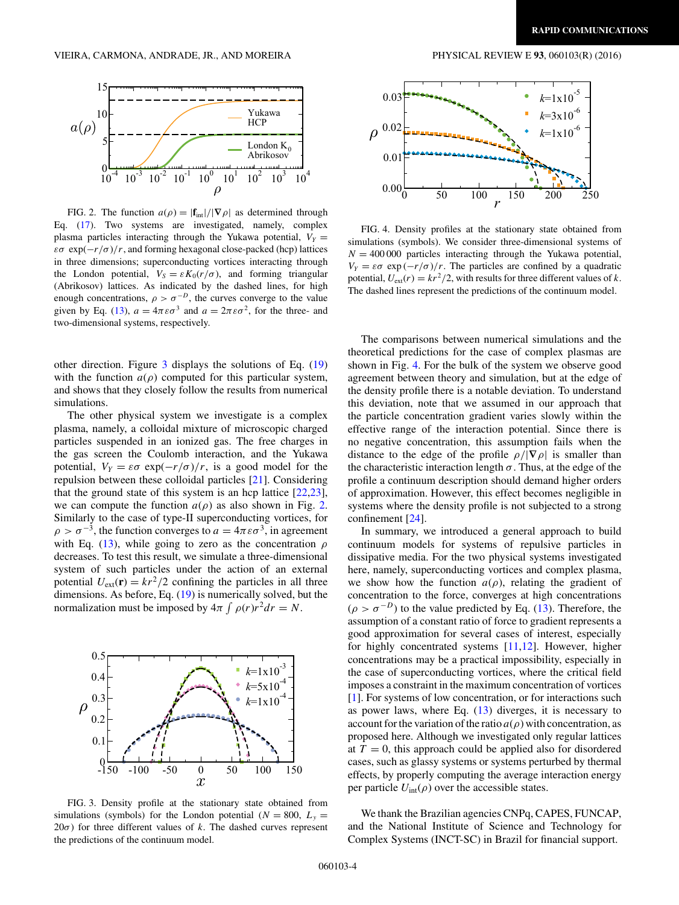FIG. 2. The function $a(\rho) = |\mathbf{f}_{\text{int}}|/|\nabla \rho|$ as determined through Eq. (17). Two systems are investigated, namely, complex plasma particles interacting through the Yukawa potential, $V_Y = \varepsilon\sigma\, \exp(-r/\sigma)/r$, and forming hexagonal close-packed (hcp) lattices in three dimensions; superconducting vortices interacting through the London potential, $V_S = \varepsilon K_0(r/\sigma)$, and forming triangular (Abrikosov) lattices. As indicated by the dashed lines, for high enough concentrations, $\rho > \sigma^{-D}$, the curves converge to the value given by Eq. (13), $a = 4\pi\varepsilon\sigma^3$ and $a = 2\pi\varepsilon\sigma^2$, for the three- and two-dimensional systems, respectively.

other direction. Figure 3 displays the solutions of Eq. (19) with the function $a(\rho)$ computed for this particular system, and shows that they closely follow the results from numerical simulations.

The other physical system we investigate is a complex plasma, namely, a colloidal mixture of microscopic charged particles suspended in an ionized gas. The free charges in the gas screen the Coulomb interaction, and the Yukawa potential, $V_Y = \varepsilon\sigma\, \exp(-r/\sigma)/r$, is a good model for the repulsion between these colloidal particles [21]. Considering that the ground state of this system is an hcp lattice [22,23], we can compute the function $a(\rho)$ as also shown in Fig. 2. Similarly to the case of type-II superconducting vortices, for $\rho > \sigma^{-3}$, the function converges to $a = 4\pi\varepsilon\sigma^3$, in agreement with Eq. (13), while going to zero as the concentration $\rho$ decreases. To test this result, we simulate a three-dimensional system of such particles under the action of an external potential $U_{\text{ext}}(\mathbf{r}) = kr^2/2$ confining the particles in all three dimensions. As before, Eq. (19) is numerically solved, but the normalization must be imposed by $4\pi \int \rho(r) r^2 dr = N$.

FIG. 3. Density profile at the stationary state obtained from simulations (symbols) for the London potential ($N = 800$, $L_y = 20\sigma$) for three different values of $k$. The dashed curves represent the predictions of the continuum model.

FIG. 4. Density profiles at the stationary state obtained from simulations (symbols). We consider three-dimensional systems of $N = 400\,000$ particles interacting through the Yukawa potential, $V_Y = \varepsilon\sigma\, \exp(-r/\sigma)/r$. The particles are confined by a quadratic potential, $U_{\text{ext}}(r) = kr^2/2$, with results for three different values of $k$. The dashed lines represent the predictions of the continuum model.

The comparisons between numerical simulations and the theoretical predictions for the case of complex plasmas are shown in Fig. 4. For the bulk of the system we observe good agreement between theory and simulation, but at the edge of the density profile there is a notable deviation. To understand this deviation, note that we assumed in our approach that the particle concentration gradient varies slowly within the effective range of the interaction potential. Since there is no negative concentration, this assumption fails when the distance to the edge of the profile $\rho/|\nabla\rho|$ is smaller than the characteristic interaction length $\sigma$. Thus, at the edge of the profile a continuum description should demand higher orders of approximation. However, this effect becomes negligible in systems where the density profile is not subjected to a strong confinement [24].

In summary, we introduced a general approach to build continuum models for systems of repulsive particles in dissipative media. For the two physical systems investigated here, namely, superconducting vortices and complex plasma, we show how the function $a(\rho)$, relating the gradient of concentration to the force, converges at high concentrations ($\rho > \sigma^{-D}$) to the value predicted by Eq. (13). Therefore, the assumption of a constant ratio of force to gradient represents a good approximation for several cases of interest, especially for highly concentrated systems [11,12]. However, higher concentrations may be a practical impossibility, especially in the case of superconducting vortices, where the critical field imposes a constraint in the maximum concentration of vortices [1]. For systems of low concentration, or for interactions such as power laws, where Eq. (13) diverges, it is necessary to account for the variation of the ratio $a(\rho)$ with concentration, as proposed here. Although we investigated only regular lattices at $T = 0$, this approach could be applied also for disordered cases, such as glassy systems or systems perturbed by thermal effects, by properly computing the average interaction energy per particle $U_{\text{int}}(\rho)$ over the accessible states.

We thank the Brazilian agencies CNPq, CAPES, FUNCAP, and the National Institute of Science and Technology for Complex Systems (INCT-SC) in Brazil for financial support.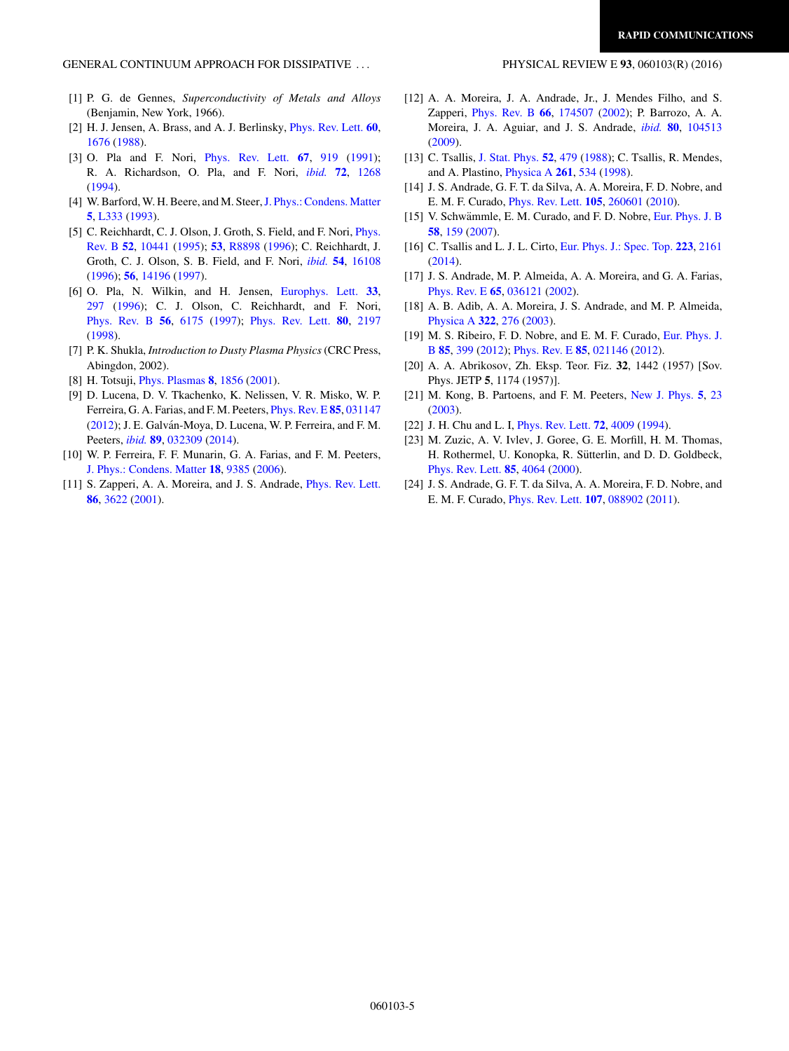[1] P. G. de Gennes, *Superconductivity of Metals and Alloys* (Benjamin, New York, 1966).

[2] H. J. Jensen, A. Brass, and A. J. Berlinsky, Phys. Rev. Lett. **60**, 1676 (1988).

[3] O. Pla and F. Nori, Phys. Rev. Lett. **67**, 919 (1991); R. A. Richardson, O. Pla, and F. Nori, *ibid.* **72**, 1268 (1994).

[4] W. Barford, W. H. Beere, and M. Steer, J. Phys.: Condens. Matter **5**, L333 (1993).

[5] C. Reichhardt, C. J. Olson, J. Groth, S. Field, and F. Nori, Phys. Rev. B **52**, 10441 (1995); **53**, R8898 (1996); C. Reichhardt, J. Groth, C. J. Olson, S. B. Field, and F. Nori, *ibid.* **54**, 16108 (1996); **56**, 14196 (1997).

[6] O. Pla, N. Wilkin, and H. Jensen, Europhys. Lett. **33**, 297 (1996); C. J. Olson, C. Reichhardt, and F. Nori, Phys. Rev. B **56**, 6175 (1997); Phys. Rev. Lett. **80**, 2197 (1998).

[7] P. K. Shukla, *Introduction to Dusty Plasma Physics* (CRC Press, Abingdon, 2002).

[8] H. Totsuji, Phys. Plasmas **8**, 1856 (2001).

[9] D. Lucena, D. V. Tkachenko, K. Nelissen, V. R. Misko, W. P. Ferreira, G. A. Farias, and F. M. Peeters, Phys. Rev. E **85**, 031147 (2012); J. E. Galván-Moya, D. Lucena, W. P. Ferreira, and F. M. Peeters, *ibid.* **89**, 032309 (2014).

[10] W. P. Ferreira, F. F. Munarin, G. A. Farias, and F. M. Peeters, J. Phys.: Condens. Matter **18**, 9385 (2006).

[11] S. Zapperi, A. A. Moreira, and J. S. Andrade, Phys. Rev. Lett. **86**, 3622 (2001).

[12] A. A. Moreira, J. A. Andrade, Jr., J. Mendes Filho, and S. Zapperi, Phys. Rev. B **66**, 174507 (2002); P. Barrozo, A. A. Moreira, J. A. Aguiar, and J. S. Andrade, *ibid.* **80**, 104513 (2009).

[13] C. Tsallis, J. Stat. Phys. **52**, 479 (1988); C. Tsallis, R. Mendes, and A. Plastino, Physica A **261**, 534 (1998).

[14] J. S. Andrade, G. F. T. da Silva, A. A. Moreira, F. D. Nobre, and E. M. F. Curado, Phys. Rev. Lett. **105**, 260601 (2010).

[15] V. Schwämmle, E. M. Curado, and F. D. Nobre, Eur. Phys. J. B **58**, 159 (2007).

[16] C. Tsallis and L. J. L. Cirto, Eur. Phys. J.: Spec. Top. **223**, 2161 (2014).

[17] J. S. Andrade, M. P. Almeida, A. A. Moreira, and G. A. Farias, Phys. Rev. E **65**, 036121 (2002).

[18] A. B. Adib, A. A. Moreira, J. S. Andrade, and M. P. Almeida, Physica A **322**, 276 (2003).

[19] M. S. Ribeiro, F. D. Nobre, and E. M. F. Curado, Eur. Phys. J. B **85**, 399 (2012); Phys. Rev. E **85**, 021146 (2012).

[20] A. A. Abrikosov, Zh. Eksp. Teor. Fiz. **32**, 1442 (1957) [Sov. Phys. JETP **5**, 1174 (1957)].

[21] M. Kong, B. Partoens, and F. M. Peeters, New J. Phys. **5**, 23 (2003).

[22] J. H. Chu and L. I, Phys. Rev. Lett. **72**, 4009 (1994).

[23] M. Zuzic, A. V. Ivlev, J. Goree, G. E. Morfill, H. M. Thomas, H. Rothermel, U. Konopka, R. Sütterlin, and D. D. Goldbeck, Phys. Rev. Lett. **85**, 4064 (2000).

[24] J. S. Andrade, G. F. T. da Silva, A. A. Moreira, F. D. Nobre, and E. M. F. Curado, Phys. Rev. Lett. **107**, 088902 (2011).